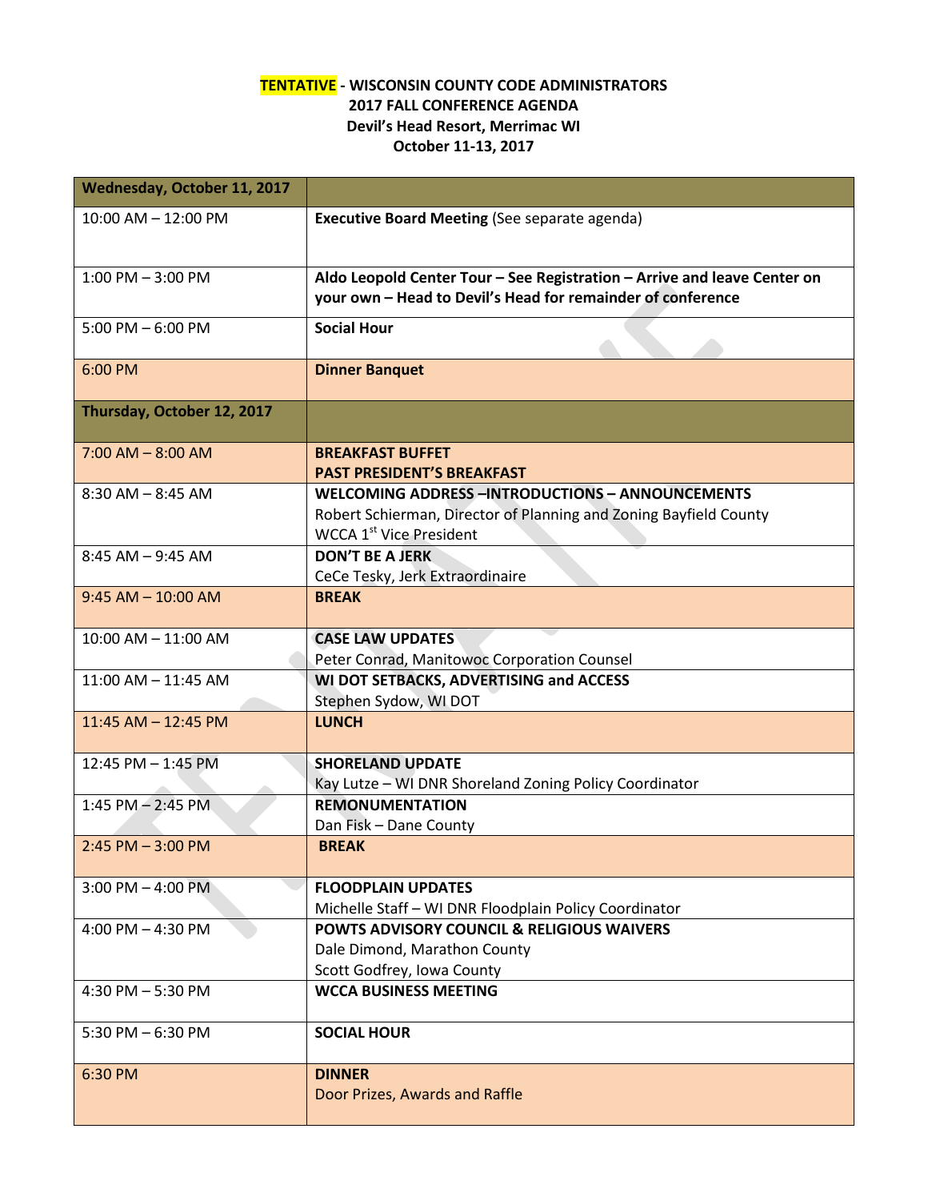**TENTATIVE - WISCONSIN COUNTY CODE ADMINISTRATORS**
**2017 FALL CONFERENCE AGENDA**
**Devil's Head Resort, Merrimac WI**
**October 11-13, 2017**

| **Wednesday, October 11, 2017** | |
|---|---|
| 10:00 AM – 12:00 PM | **Executive Board Meeting** (See separate agenda) |
| 1:00 PM – 3:00 PM | **Aldo Leopold Center Tour – See Registration – Arrive and leave Center on your own – Head to Devil's Head for remainder of conference** |
| 5:00 PM – 6:00 PM | **Social Hour** |
| 6:00 PM | **Dinner Banquet** |
| **Thursday, October 12, 2017** | |
| 7:00 AM – 8:00 AM | **BREAKFAST BUFFET**<br>**PAST PRESIDENT'S BREAKFAST** |
| 8:30 AM – 8:45 AM | **WELCOMING ADDRESS –INTRODUCTIONS – ANNOUNCEMENTS**<br>Robert Schierman, Director of Planning and Zoning Bayfield County<br>WCCA 1st Vice President |
| 8:45 AM – 9:45 AM | **DON'T BE A JERK**<br>CeCe Tesky, Jerk Extraordinaire |
| 9:45 AM – 10:00 AM | **BREAK** |
| 10:00 AM – 11:00 AM | **CASE LAW UPDATES**<br>Peter Conrad, Manitowoc Corporation Counsel |
| 11:00 AM – 11:45 AM | **WI DOT SETBACKS, ADVERTISING and ACCESS**<br>Stephen Sydow, WI DOT |
| 11:45 AM – 12:45 PM | **LUNCH** |
| 12:45 PM – 1:45 PM | **SHORELAND UPDATE**<br>Kay Lutze – WI DNR Shoreland Zoning Policy Coordinator |
| 1:45 PM – 2:45 PM | **REMONUMENTATION**<br>Dan Fisk – Dane County |
| 2:45 PM – 3:00 PM | **BREAK** |
| 3:00 PM – 4:00 PM | **FLOODPLAIN UPDATES**<br>Michelle Staff – WI DNR Floodplain Policy Coordinator |
| 4:00 PM – 4:30 PM | **POWTS ADVISORY COUNCIL & RELIGIOUS WAIVERS**<br>Dale Dimond, Marathon County<br>Scott Godfrey, Iowa County |
| 4:30 PM – 5:30 PM | **WCCA BUSINESS MEETING** |
| 5:30 PM – 6:30 PM | **SOCIAL HOUR** |
| 6:30 PM | **DINNER**<br>Door Prizes, Awards and Raffle |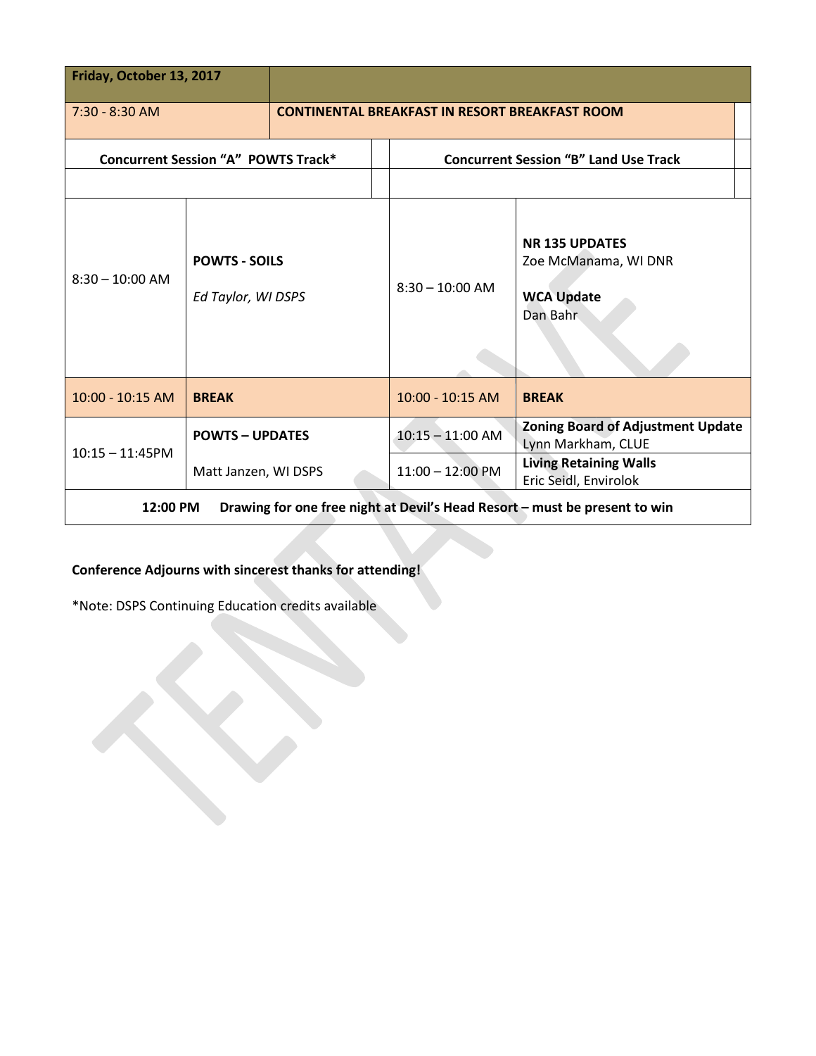| Friday, October 13, 2017 | | | |
|---|---|---|---|
| 7:30 - 8:30 AM | **CONTINENTAL BREAKFAST IN RESORT BREAKFAST ROOM** | | |
| **Concurrent Session "A" POWTS Track*** | | **Concurrent Session "B" Land Use Track** | |
| 8:30 – 10:00 AM | **POWTS - SOILS**<br>*Ed Taylor, WI DSPS* | 8:30 – 10:00 AM | **NR 135 UPDATES**<br>Zoe McManama, WI DNR<br><br>**WCA Update**<br>Dan Bahr |
| 10:00 - 10:15 AM | **BREAK** | 10:00 - 10:15 AM | **BREAK** |
| 10:15 – 11:45PM | **POWTS – UPDATES**<br>Matt Janzen, WI DSPS | 10:15 – 11:00 AM | **Zoning Board of Adjustment Update**<br>Lynn Markham, CLUE |
| | | 11:00 – 12:00 PM | **Living Retaining Walls**<br>Eric Seidl, Envirolok |
| **12:00 PM** | **Drawing for one free night at Devil's Head Resort – must be present to win** | | |

**Conference Adjourns with sincerest thanks for attending!**

*Note: DSPS Continuing Education credits available

TENTATIVE